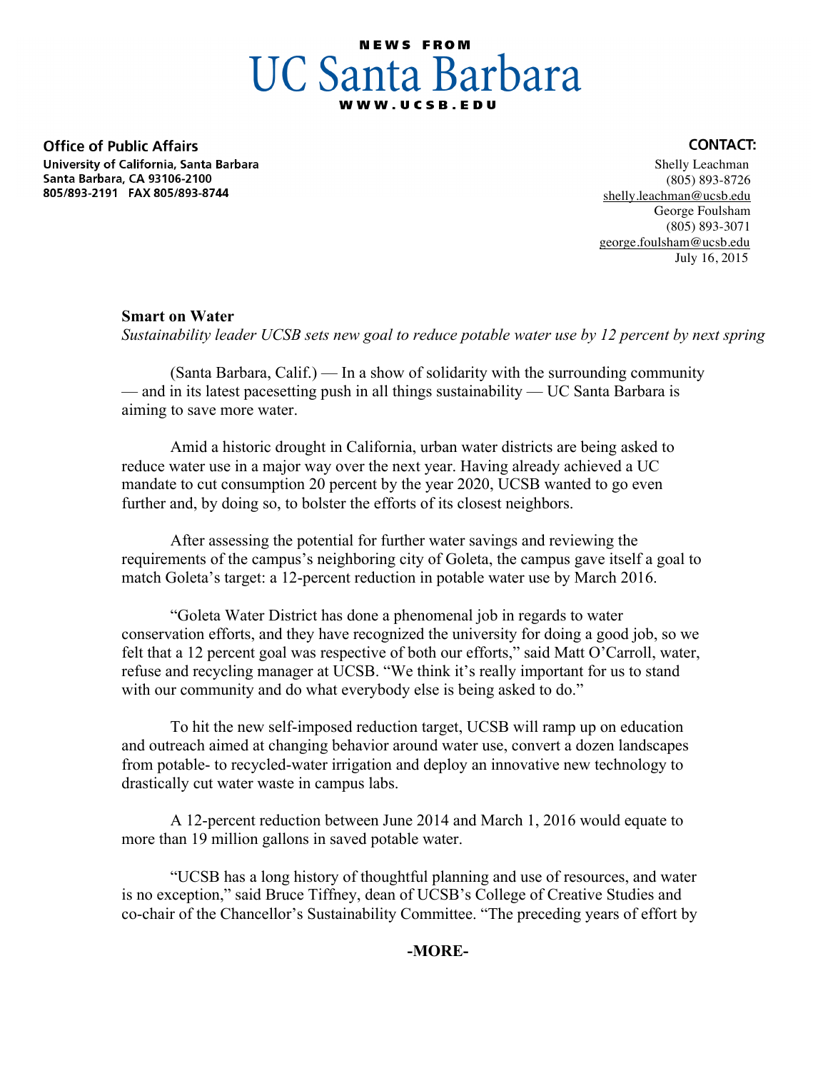**NEWS FROM**

# UC Santa Barbara

**WWW.UCSB.EDU**

**Office of Public Affairs**
**University of California, Santa Barbara**
**Santa Barbara, CA 93106-2100**
**805/893-2191 FAX 805/893-8744**

**CONTACT:**
Shelly Leachman
(805) 893-8726
shelly.leachman@ucsb.edu
George Foulsham
(805) 893-3071
george.foulsham@ucsb.edu
July 16, 2015

## Smart on Water

*Sustainability leader UCSB sets new goal to reduce potable water use by 12 percent by next spring*

(Santa Barbara, Calif.) — In a show of solidarity with the surrounding community — and in its latest pacesetting push in all things sustainability — UC Santa Barbara is aiming to save more water.

Amid a historic drought in California, urban water districts are being asked to reduce water use in a major way over the next year. Having already achieved a UC mandate to cut consumption 20 percent by the year 2020, UCSB wanted to go even further and, by doing so, to bolster the efforts of its closest neighbors.

After assessing the potential for further water savings and reviewing the requirements of the campus's neighboring city of Goleta, the campus gave itself a goal to match Goleta's target: a 12-percent reduction in potable water use by March 2016.

"Goleta Water District has done a phenomenal job in regards to water conservation efforts, and they have recognized the university for doing a good job, so we felt that a 12 percent goal was respective of both our efforts," said Matt O'Carroll, water, refuse and recycling manager at UCSB. "We think it's really important for us to stand with our community and do what everybody else is being asked to do."

To hit the new self-imposed reduction target, UCSB will ramp up on education and outreach aimed at changing behavior around water use, convert a dozen landscapes from potable- to recycled-water irrigation and deploy an innovative new technology to drastically cut water waste in campus labs.

A 12-percent reduction between June 2014 and March 1, 2016 would equate to more than 19 million gallons in saved potable water.

"UCSB has a long history of thoughtful planning and use of resources, and water is no exception," said Bruce Tiffney, dean of UCSB's College of Creative Studies and co-chair of the Chancellor's Sustainability Committee. "The preceding years of effort by

**-MORE-**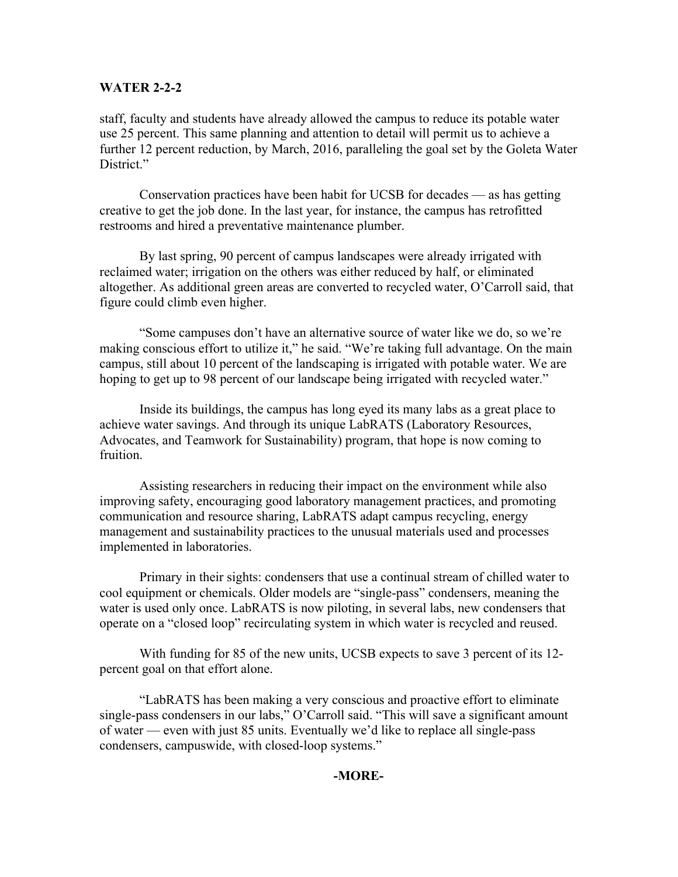**WATER 2-2-2**

staff, faculty and students have already allowed the campus to reduce its potable water use 25 percent. This same planning and attention to detail will permit us to achieve a further 12 percent reduction, by March, 2016, paralleling the goal set by the Goleta Water District."

Conservation practices have been habit for UCSB for decades — as has getting creative to get the job done. In the last year, for instance, the campus has retrofitted restrooms and hired a preventative maintenance plumber.

By last spring, 90 percent of campus landscapes were already irrigated with reclaimed water; irrigation on the others was either reduced by half, or eliminated altogether. As additional green areas are converted to recycled water, O'Carroll said, that figure could climb even higher.

"Some campuses don't have an alternative source of water like we do, so we're making conscious effort to utilize it," he said. "We're taking full advantage. On the main campus, still about 10 percent of the landscaping is irrigated with potable water. We are hoping to get up to 98 percent of our landscape being irrigated with recycled water."

Inside its buildings, the campus has long eyed its many labs as a great place to achieve water savings. And through its unique LabRATS (Laboratory Resources, Advocates, and Teamwork for Sustainability) program, that hope is now coming to fruition.

Assisting researchers in reducing their impact on the environment while also improving safety, encouraging good laboratory management practices, and promoting communication and resource sharing, LabRATS adapt campus recycling, energy management and sustainability practices to the unusual materials used and processes implemented in laboratories.

Primary in their sights: condensers that use a continual stream of chilled water to cool equipment or chemicals. Older models are "single-pass" condensers, meaning the water is used only once. LabRATS is now piloting, in several labs, new condensers that operate on a "closed loop" recirculating system in which water is recycled and reused.

With funding for 85 of the new units, UCSB expects to save 3 percent of its 12-percent goal on that effort alone.

"LabRATS has been making a very conscious and proactive effort to eliminate single-pass condensers in our labs," O'Carroll said. "This will save a significant amount of water — even with just 85 units. Eventually we'd like to replace all single-pass condensers, campuswide, with closed-loop systems."

**-MORE-**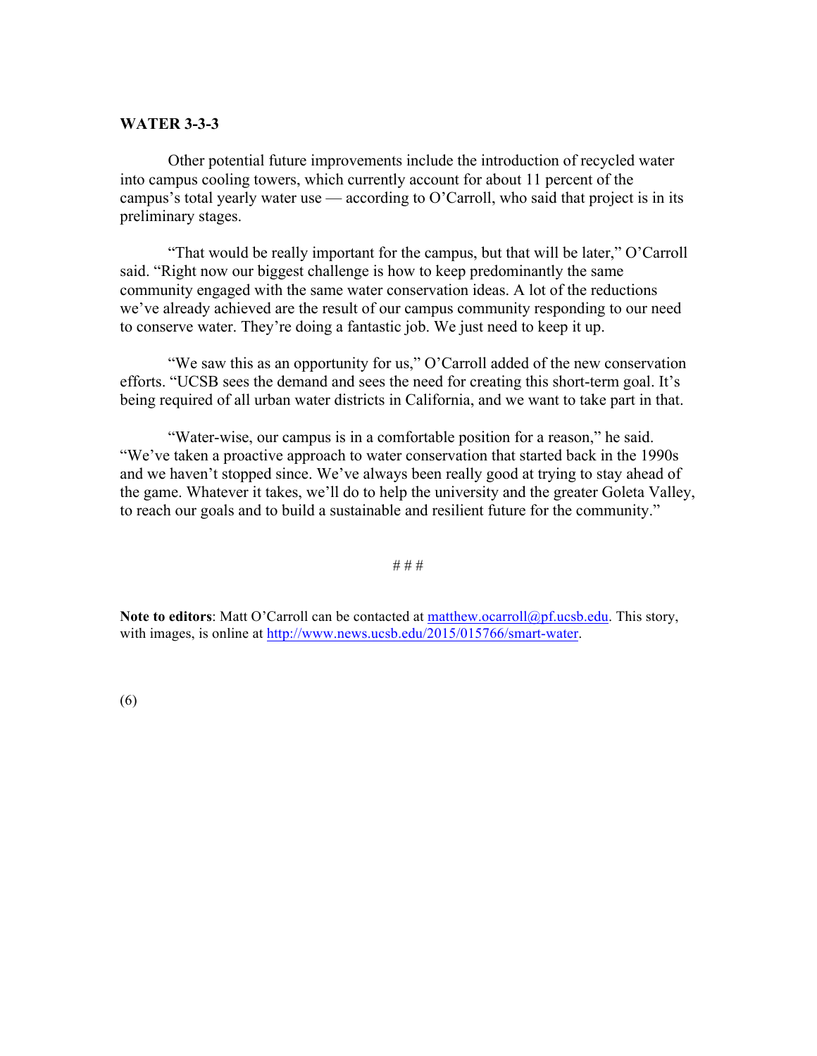**WATER 3-3-3**

Other potential future improvements include the introduction of recycled water into campus cooling towers, which currently account for about 11 percent of the campus's total yearly water use — according to O'Carroll, who said that project is in its preliminary stages.

"That would be really important for the campus, but that will be later," O'Carroll said. "Right now our biggest challenge is how to keep predominantly the same community engaged with the same water conservation ideas. A lot of the reductions we've already achieved are the result of our campus community responding to our need to conserve water. They're doing a fantastic job. We just need to keep it up.

"We saw this as an opportunity for us," O'Carroll added of the new conservation efforts. "UCSB sees the demand and sees the need for creating this short-term goal. It's being required of all urban water districts in California, and we want to take part in that.

"Water-wise, our campus is in a comfortable position for a reason," he said. "We've taken a proactive approach to water conservation that started back in the 1990s and we haven't stopped since. We've always been really good at trying to stay ahead of the game. Whatever it takes, we'll do to help the university and the greater Goleta Valley, to reach our goals and to build a sustainable and resilient future for the community."

# # #

**Note to editors**: Matt O'Carroll can be contacted at matthew.ocarroll@pf.ucsb.edu. This story, with images, is online at http://www.news.ucsb.edu/2015/015766/smart-water.

(6)